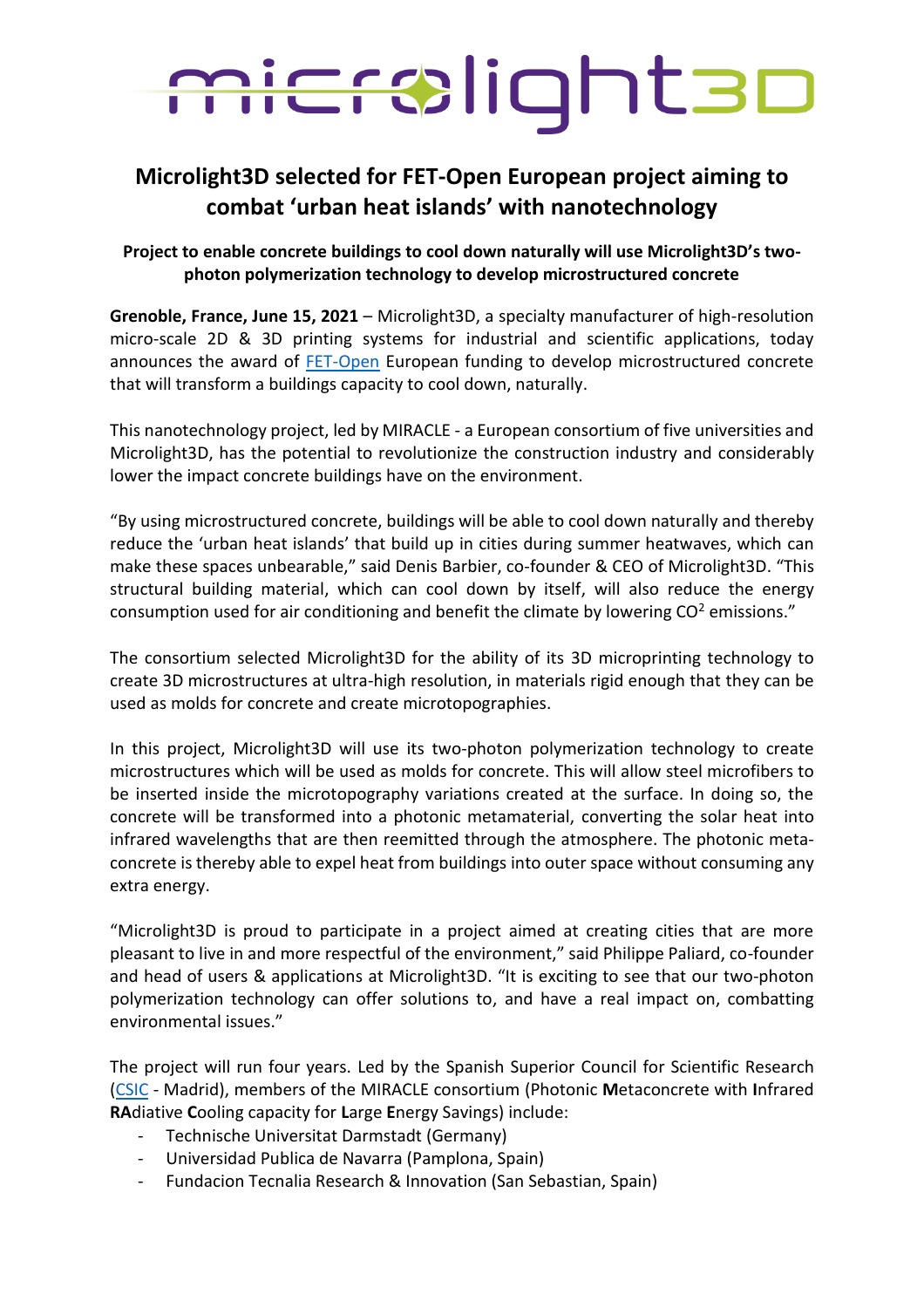microlight3D

# Microlight3D selected for FET-Open European project aiming to combat 'urban heat islands' with nanotechnology

**Project to enable concrete buildings to cool down naturally will use Microlight3D's two-photon polymerization technology to develop microstructured concrete**

**Grenoble, France, June 15, 2021** – Microlight3D, a specialty manufacturer of high-resolution micro-scale 2D & 3D printing systems for industrial and scientific applications, today announces the award of FET-Open European funding to develop microstructured concrete that will transform a buildings capacity to cool down, naturally.

This nanotechnology project, led by MIRACLE - a European consortium of five universities and Microlight3D, has the potential to revolutionize the construction industry and considerably lower the impact concrete buildings have on the environment.

"By using microstructured concrete, buildings will be able to cool down naturally and thereby reduce the 'urban heat islands' that build up in cities during summer heatwaves, which can make these spaces unbearable," said Denis Barbier, co-founder & CEO of Microlight3D. "This structural building material, which can cool down by itself, will also reduce the energy consumption used for air conditioning and benefit the climate by lowering $CO^2$ emissions."

The consortium selected Microlight3D for the ability of its 3D microprinting technology to create 3D microstructures at ultra-high resolution, in materials rigid enough that they can be used as molds for concrete and create microtopographies.

In this project, Microlight3D will use its two-photon polymerization technology to create microstructures which will be used as molds for concrete. This will allow steel microfibers to be inserted inside the microtopography variations created at the surface. In doing so, the concrete will be transformed into a photonic metamaterial, converting the solar heat into infrared wavelengths that are then reemitted through the atmosphere. The photonic meta-concrete is thereby able to expel heat from buildings into outer space without consuming any extra energy.

"Microlight3D is proud to participate in a project aimed at creating cities that are more pleasant to live in and more respectful of the environment," said Philippe Paliard, co-founder and head of users & applications at Microlight3D. "It is exciting to see that our two-photon polymerization technology can offer solutions to, and have a real impact on, combatting environmental issues."

The project will run four years. Led by the Spanish Superior Council for Scientific Research (CSIC - Madrid), members of the MIRACLE consortium (Photonic **M**etaconcrete with **I**nfrared **RA**diative **C**ooling capacity for **L**arge **E**nergy Savings) include:

- Technische Universitat Darmstadt (Germany)
- Universidad Publica de Navarra (Pamplona, Spain)
- Fundacion Tecnalia Research & Innovation (San Sebastian, Spain)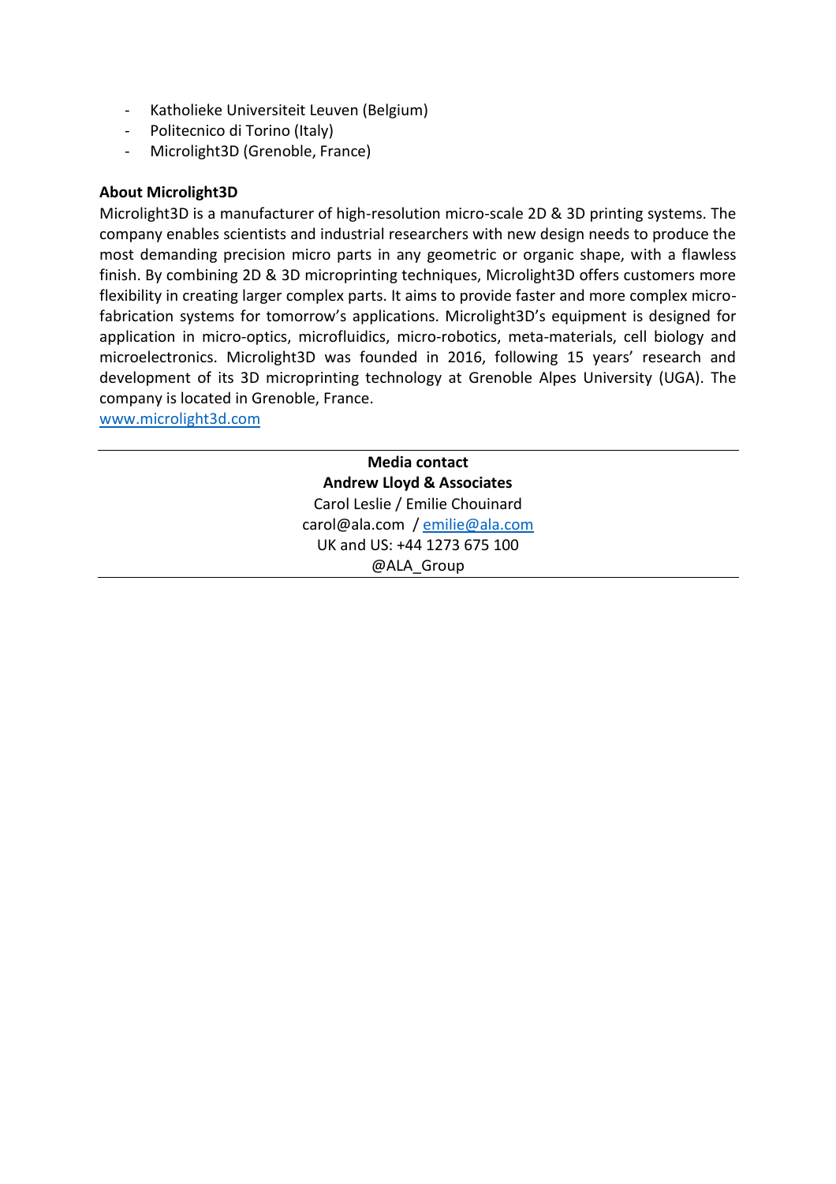- Katholieke Universiteit Leuven (Belgium)
- Politecnico di Torino (Italy)
- Microlight3D (Grenoble, France)

**About Microlight3D**

Microlight3D is a manufacturer of high-resolution micro-scale 2D & 3D printing systems. The company enables scientists and industrial researchers with new design needs to produce the most demanding precision micro parts in any geometric or organic shape, with a flawless finish. By combining 2D & 3D microprinting techniques, Microlight3D offers customers more flexibility in creating larger complex parts. It aims to provide faster and more complex micro-fabrication systems for tomorrow's applications. Microlight3D's equipment is designed for application in micro-optics, microfluidics, micro-robotics, meta-materials, cell biology and microelectronics. Microlight3D was founded in 2016, following 15 years' research and development of its 3D microprinting technology at Grenoble Alpes University (UGA). The company is located in Grenoble, France.

[www.microlight3d.com](www.microlight3d.com)

---

**Media contact**

**Andrew Lloyd & Associates**

Carol Leslie / Emilie Chouinard

carol@ala.com / [emilie@ala.com](mailto:emilie@ala.com)

UK and US: +44 1273 675 100

@ALA_Group

---